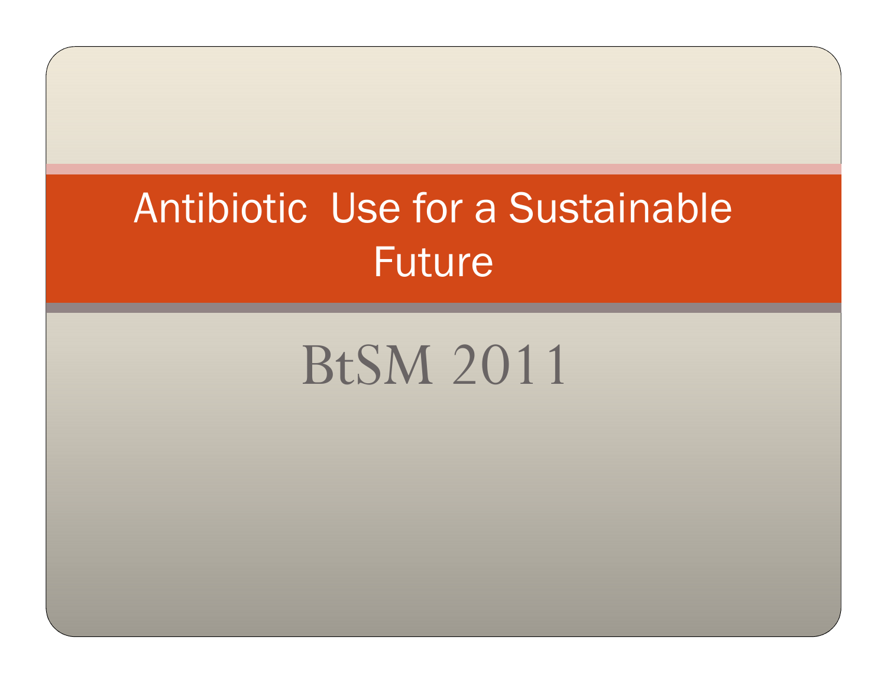# Antibiotic Use for a Sustainable Future

## BtSM 2011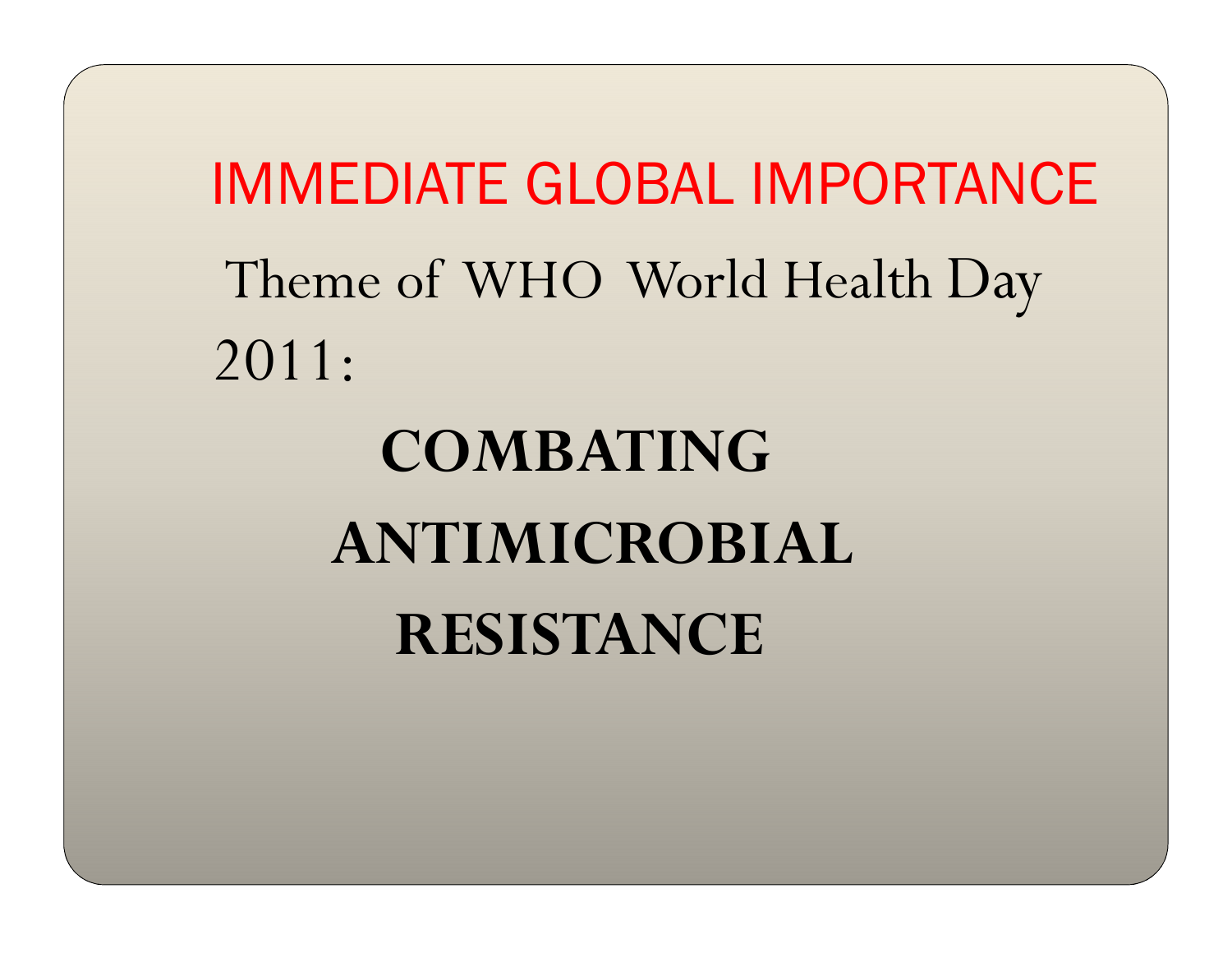## IMMEDIATE GLOBAL IMPORTANCE

Theme of WHO World Health Day 2011:

**COMBATING ANTIMICROBIAL RESISTANCE**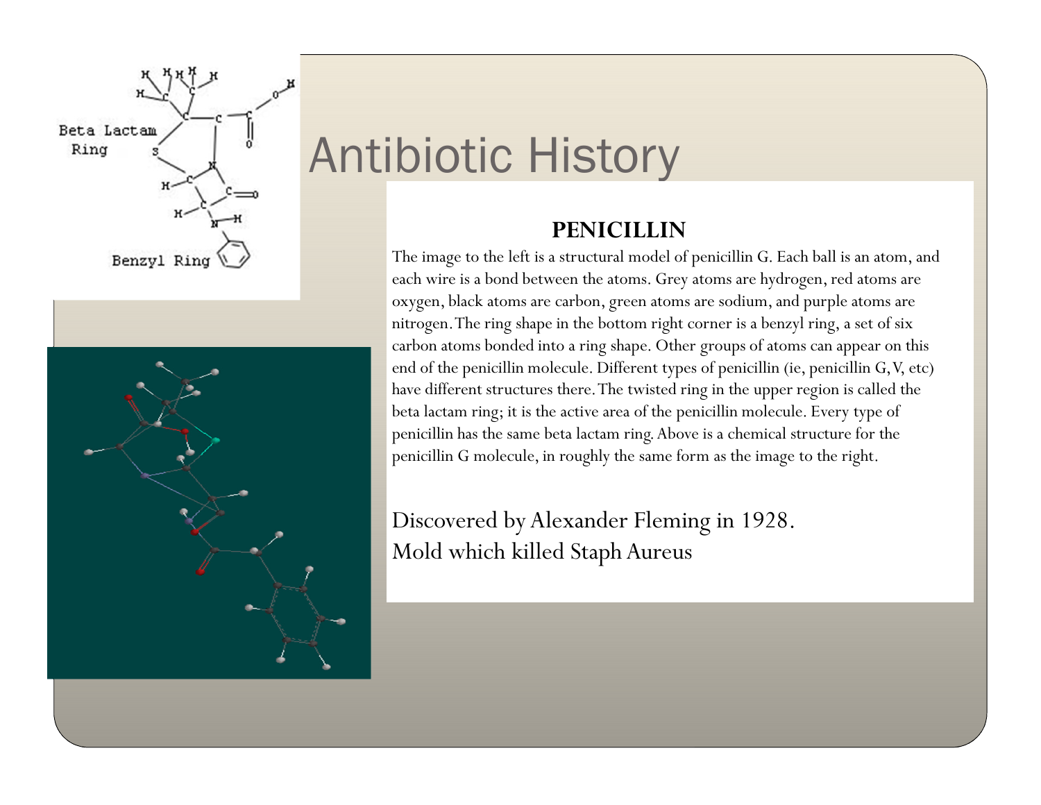# Antibiotic History

**PENICILLIN**

The image to the left is a structural model of penicillin G. Each ball is an atom, and each wire is a bond between the atoms. Grey atoms are hydrogen, red atoms are oxygen, black atoms are carbon, green atoms are sodium, and purple atoms are nitrogen. The ring shape in the bottom right corner is a benzyl ring, a set of six carbon atoms bonded into a ring shape. Other groups of atoms can appear on this end of the penicillin molecule. Different types of penicillin (ie, penicillin G, V, etc) have different structures there. The twisted ring in the upper region is called the beta lactam ring; it is the active area of the penicillin molecule. Every type of penicillin has the same beta lactam ring. Above is a chemical structure for the penicillin G molecule, in roughly the same form as the image to the right.

Discovered by Alexander Fleming in 1928.
Mold which killed Staph Aureus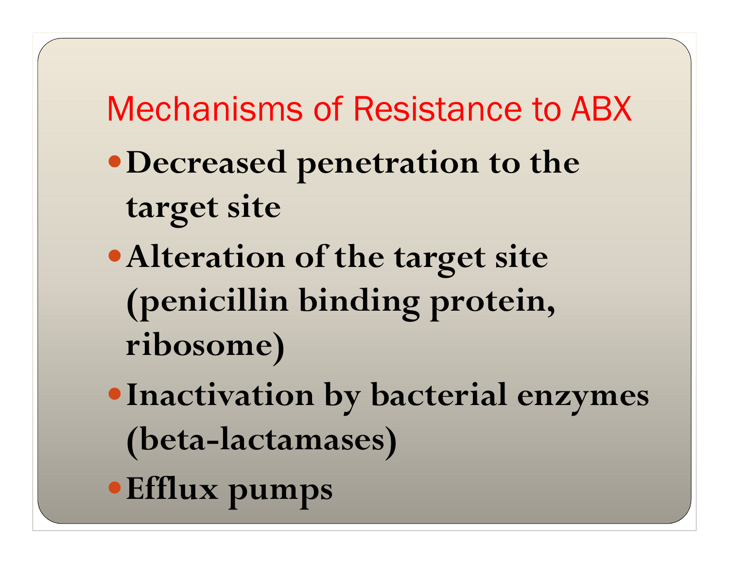# Mechanisms of Resistance to ABX

- **Decreased penetration to the target site**
- **Alteration of the target site (penicillin binding protein, ribosome)**
- **Inactivation by bacterial enzymes (beta-lactamases)**
- **Efflux pumps**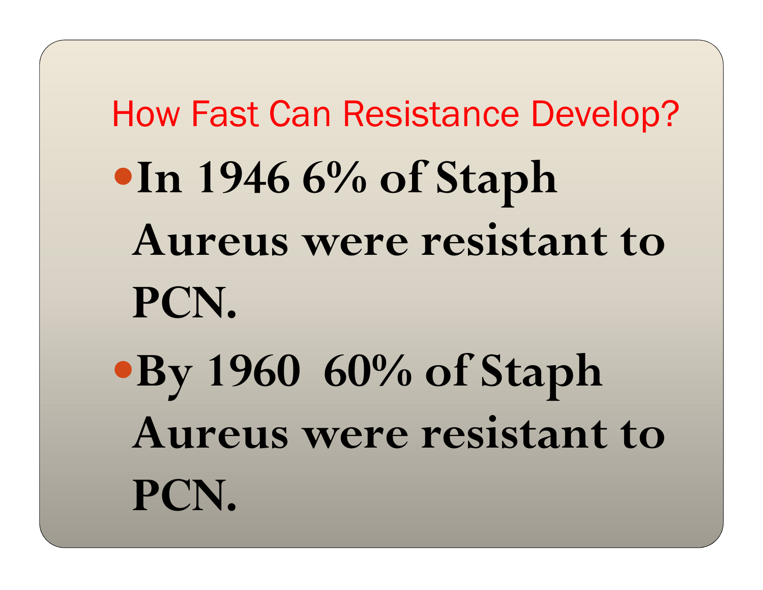## How Fast Can Resistance Develop?

- **In 1946 6% of Staph Aureus were resistant to PCN.**
- **By 1960 60% of Staph Aureus were resistant to PCN.**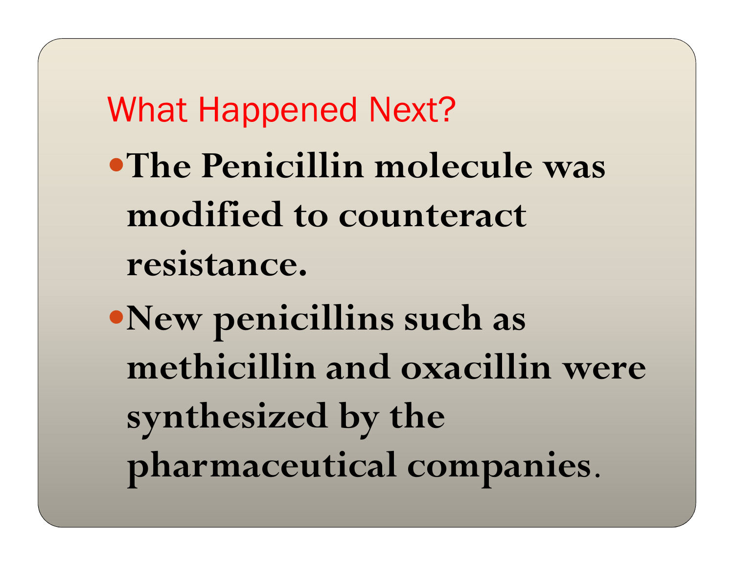## What Happened Next?

- **The Penicillin molecule was modified to counteract resistance.**
- **New penicillins such as methicillin and oxacillin were synthesized by the pharmaceutical companies**.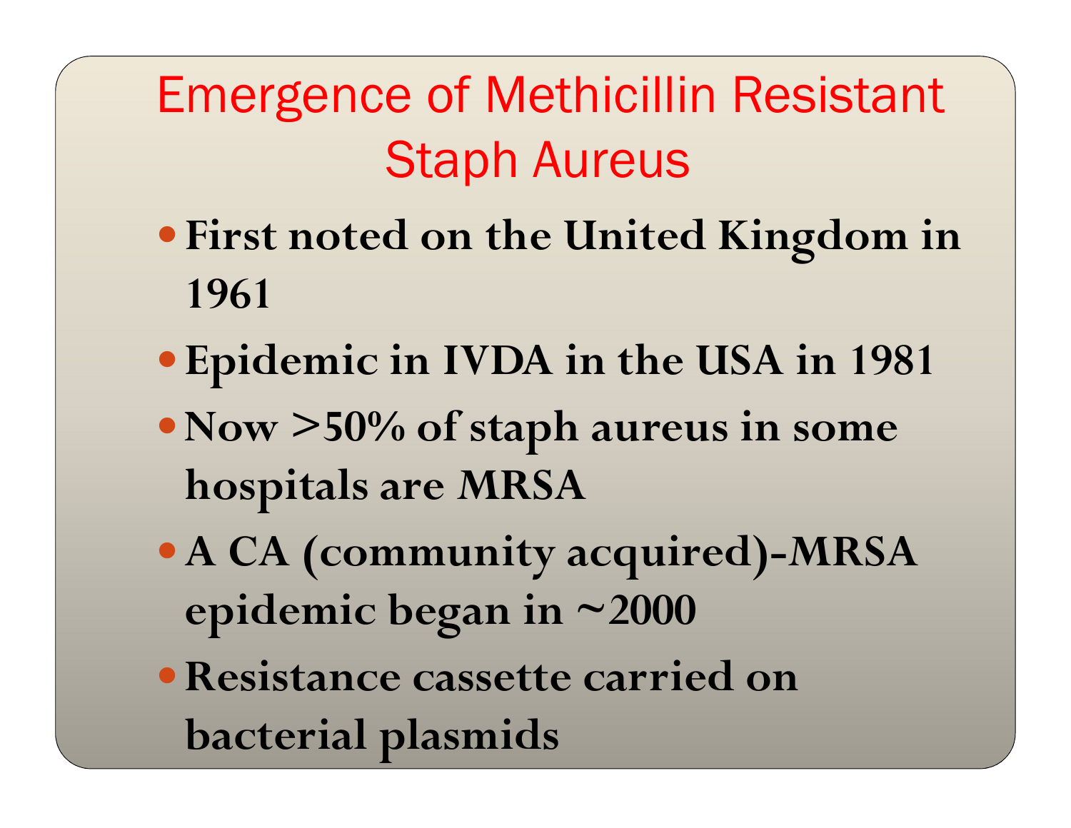# Emergence of Methicillin Resistant Staph Aureus

- **First noted on the United Kingdom in 1961**
- **Epidemic in IVDA in the USA in 1981**
- **Now >50% of staph aureus in some hospitals are MRSA**
- **A CA (community acquired)-MRSA epidemic began in ~2000**
- **Resistance cassette carried on bacterial plasmids**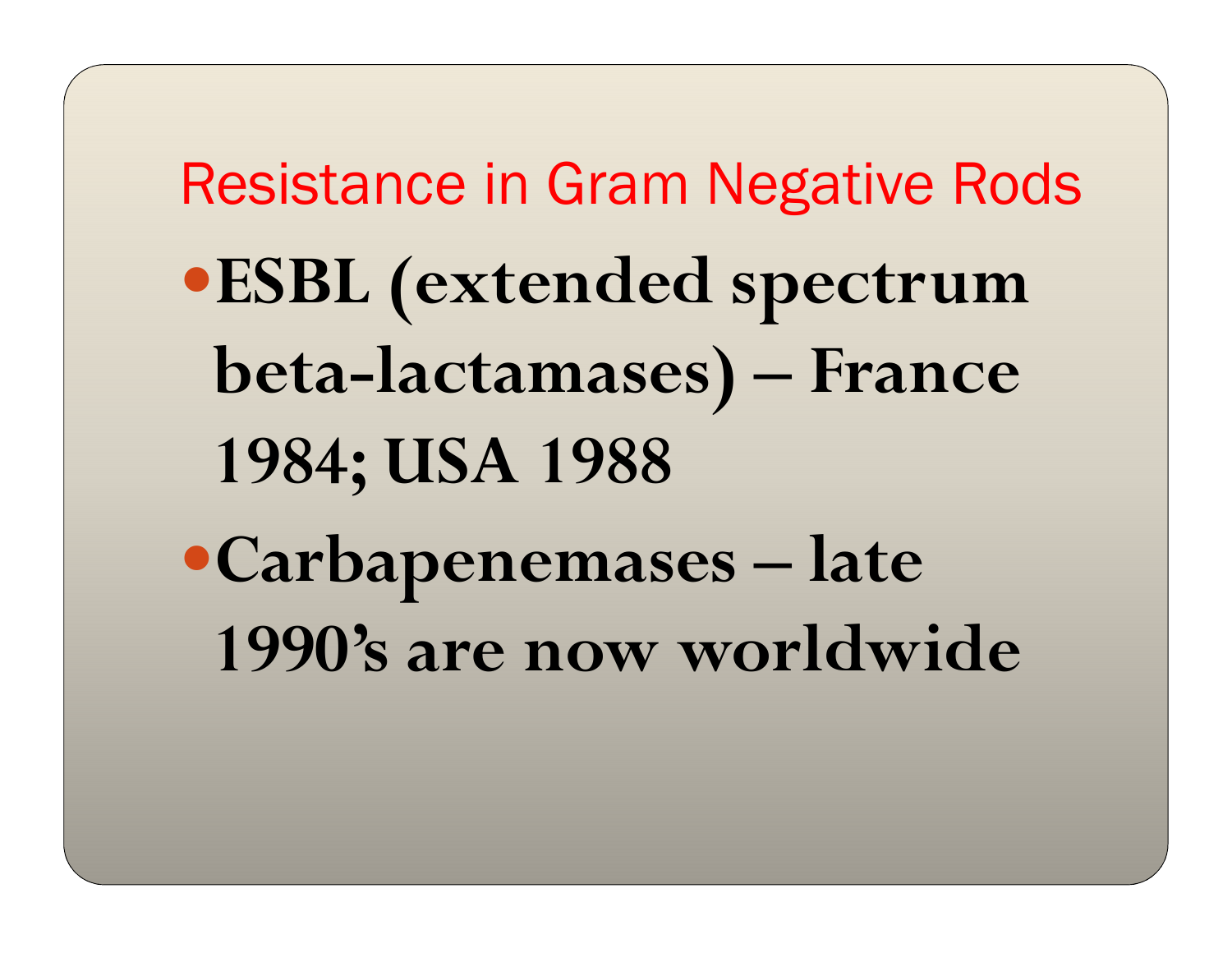## Resistance in Gram Negative Rods

- **ESBL (extended spectrum beta-lactamases) – France 1984; USA 1988**
- **Carbapenemases – late 1990's are now worldwide**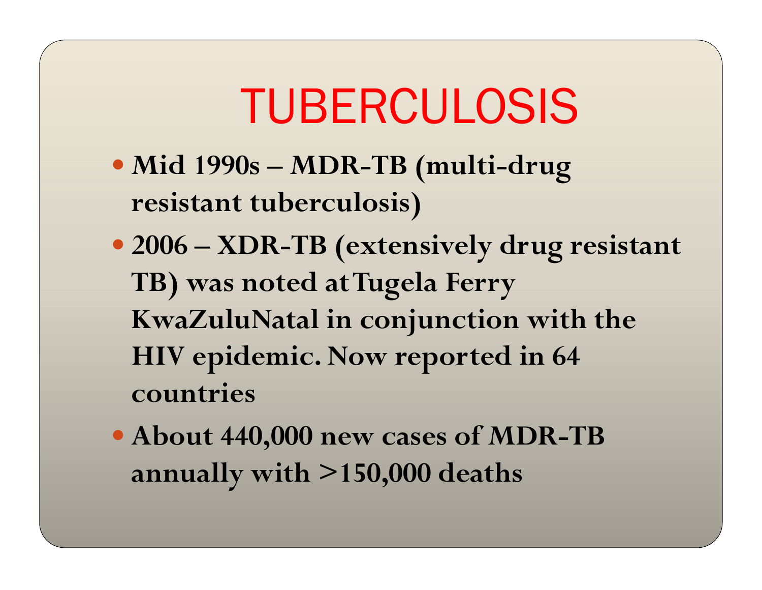# TUBERCULOSIS

- **Mid 1990s – MDR-TB (multi-drug resistant tuberculosis)**
- **2006 – XDR-TB (extensively drug resistant TB) was noted at Tugela Ferry KwaZuluNatal in conjunction with the HIV epidemic. Now reported in 64 countries**
- **About 440,000 new cases of MDR-TB annually with >150,000 deaths**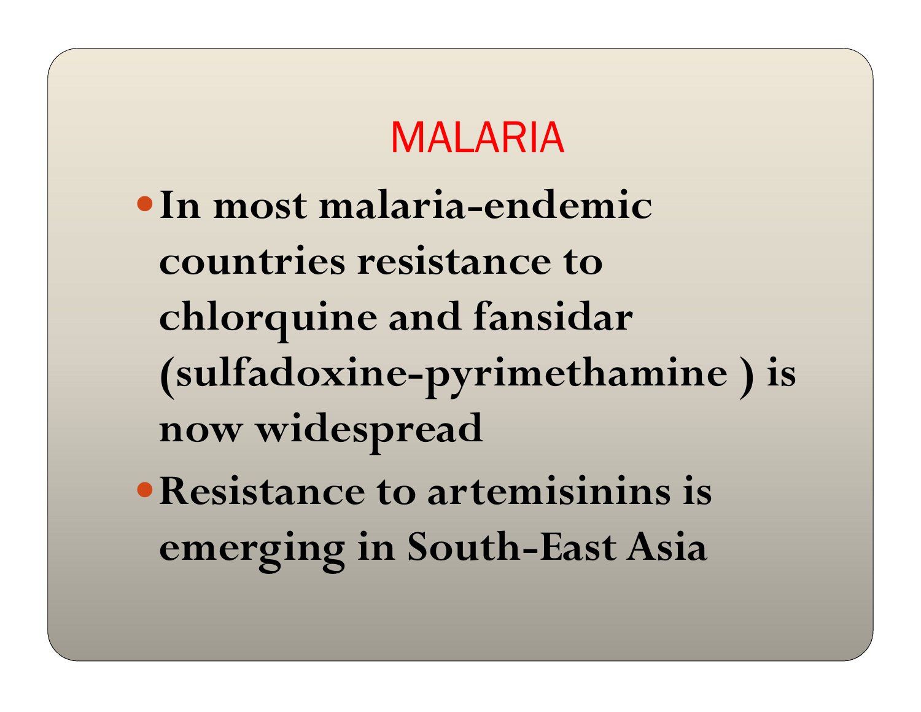# MALARIA

- **In most malaria-endemic countries resistance to chlorquine and fansidar (sulfadoxine-pyrimethamine ) is now widespread**
- **Resistance to artemisinins is emerging in South-East Asia**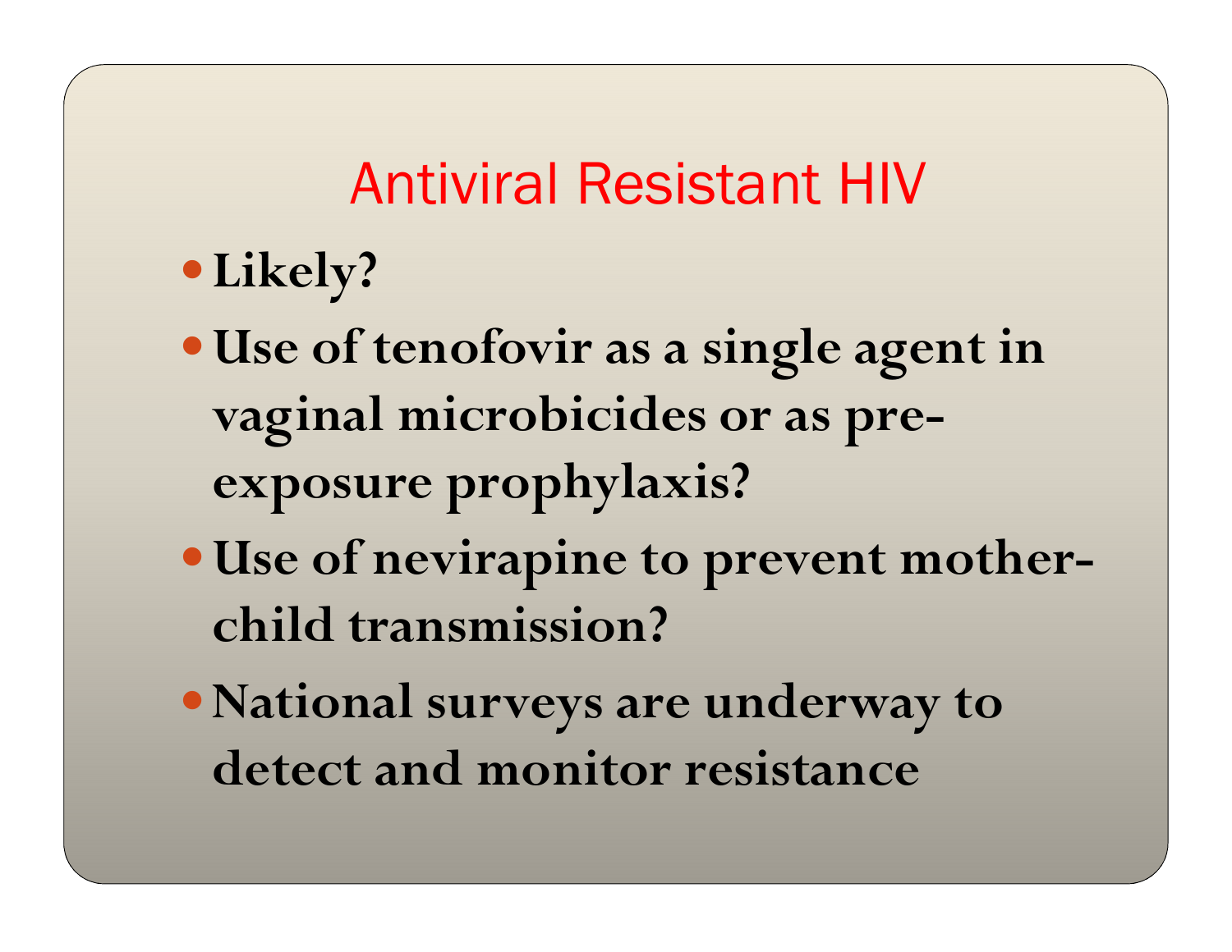# Antiviral Resistant HIV

- **Likely?**
- **Use of tenofovir as a single agent in vaginal microbicides or as pre-exposure prophylaxis?**
- **Use of nevirapine to prevent mother-child transmission?**
- **National surveys are underway to detect and monitor resistance**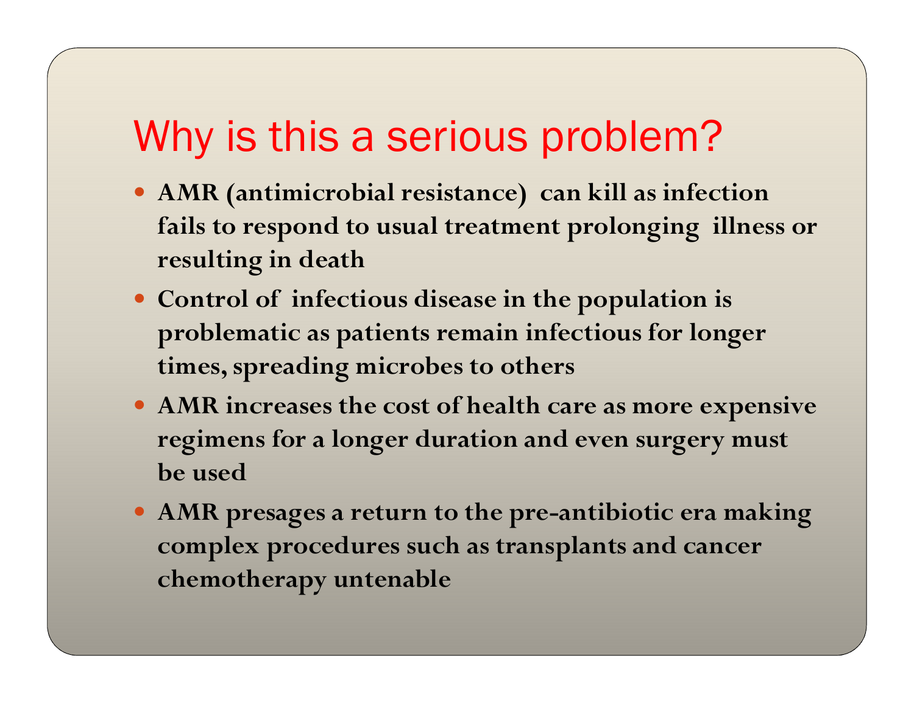# Why is this a serious problem?

- **AMR (antimicrobial resistance) can kill as infection fails to respond to usual treatment prolonging illness or resulting in death**
- **Control of infectious disease in the population is problematic as patients remain infectious for longer times, spreading microbes to others**
- **AMR increases the cost of health care as more expensive regimens for a longer duration and even surgery must be used**
- **AMR presages a return to the pre-antibiotic era making complex procedures such as transplants and cancer chemotherapy untenable**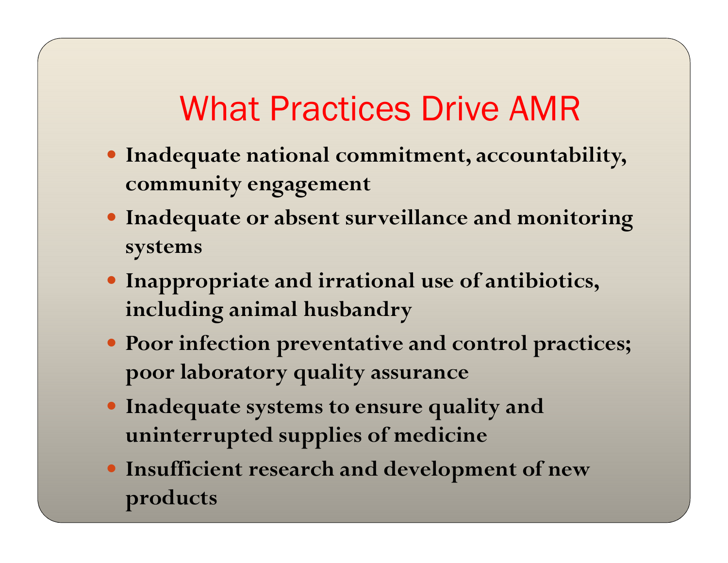# What Practices Drive AMR

- **Inadequate national commitment, accountability, community engagement**
- **Inadequate or absent surveillance and monitoring systems**
- **Inappropriate and irrational use of antibiotics, including animal husbandry**
- **Poor infection preventative and control practices; poor laboratory quality assurance**
- **Inadequate systems to ensure quality and uninterrupted supplies of medicine**
- **Insufficient research and development of new products**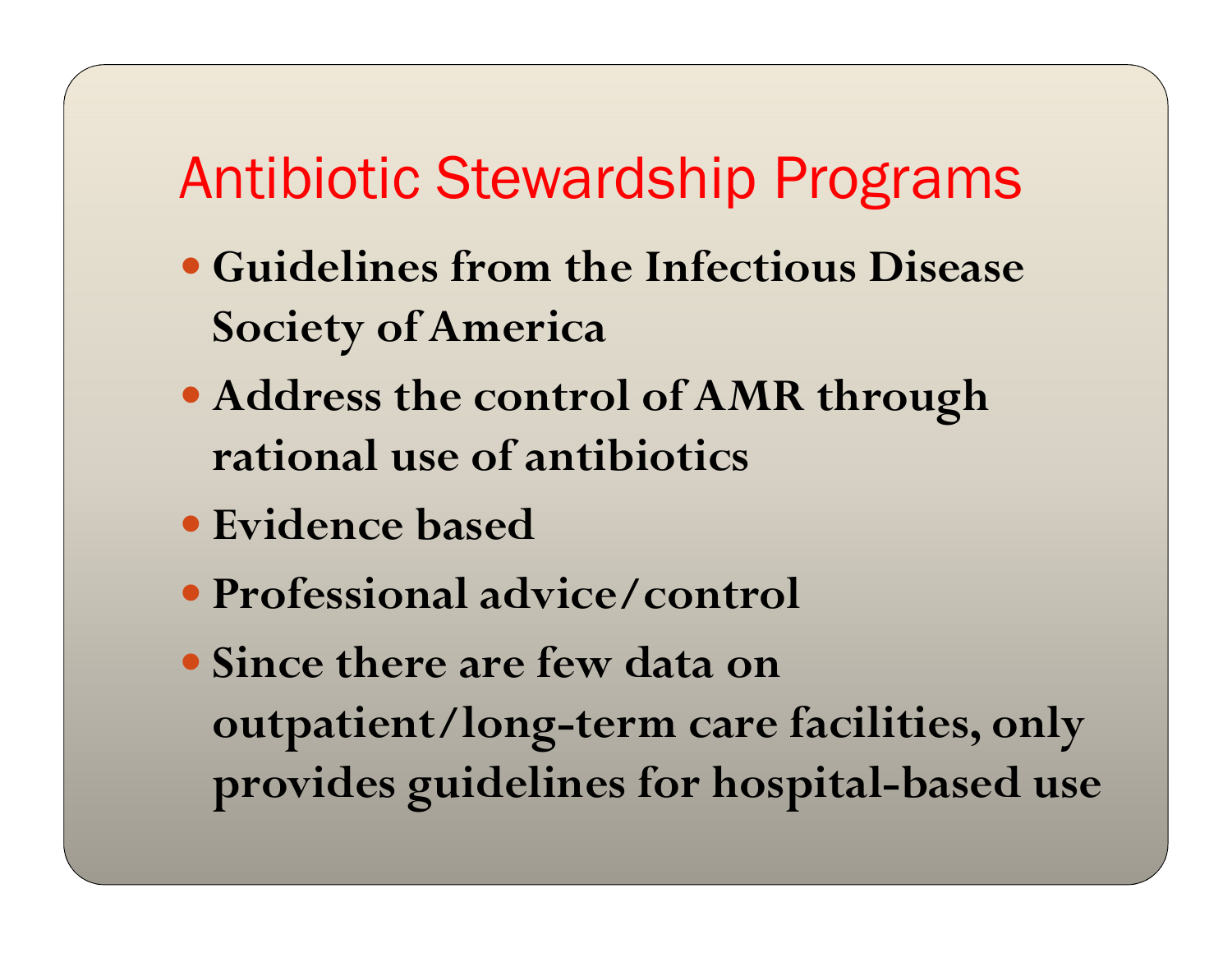# Antibiotic Stewardship Programs

- **Guidelines from the Infectious Disease Society of America**
- **Address the control of AMR through rational use of antibiotics**
- **Evidence based**
- **Professional advice/control**
- **Since there are few data on outpatient/long-term care facilities, only provides guidelines for hospital-based use**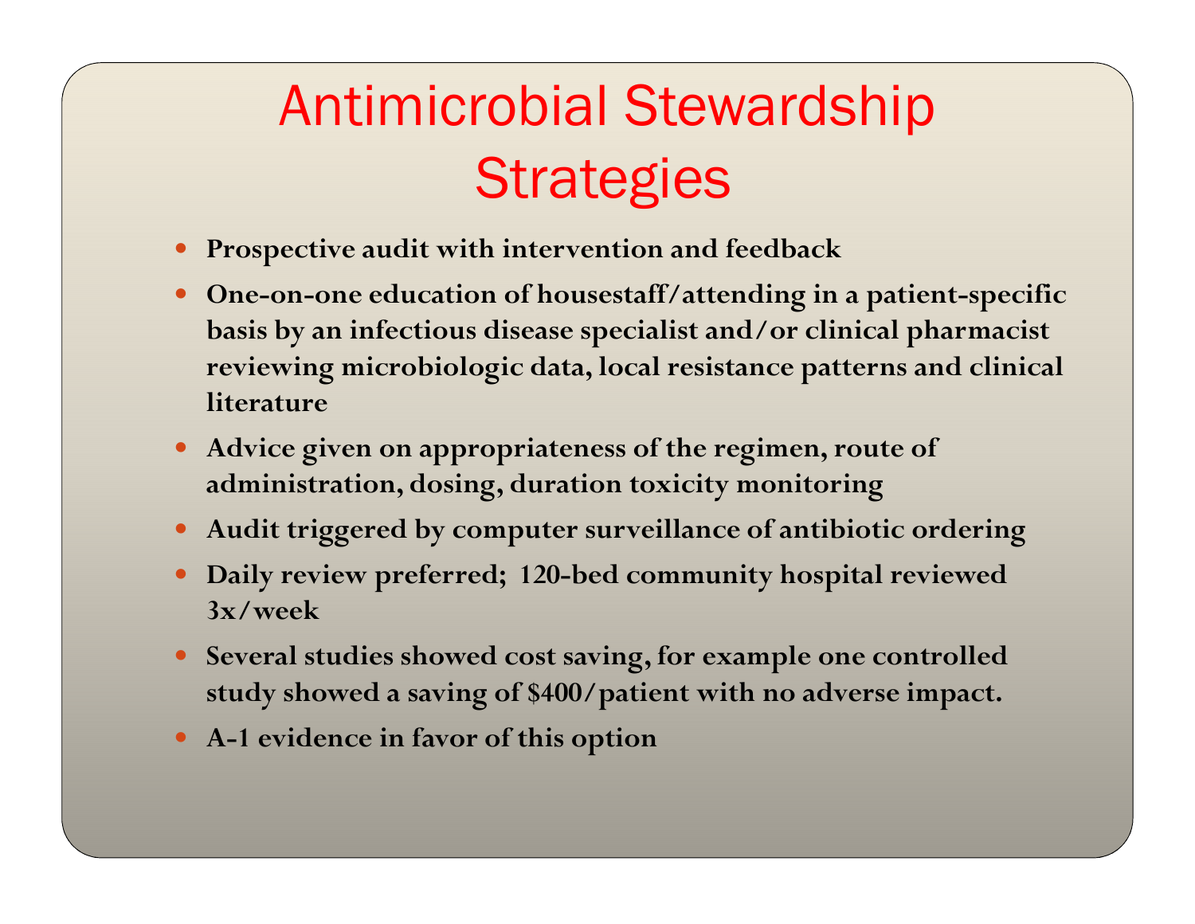# Antimicrobial Stewardship Strategies

- **Prospective audit with intervention and feedback**
- **One-on-one education of housestaff/attending in a patient-specific basis by an infectious disease specialist and/or clinical pharmacist reviewing microbiologic data, local resistance patterns and clinical literature**
- **Advice given on appropriateness of the regimen, route of administration, dosing, duration toxicity monitoring**
- **Audit triggered by computer surveillance of antibiotic ordering**
- **Daily review preferred; 120-bed community hospital reviewed 3x/week**
- **Several studies showed cost saving, for example one controlled study showed a saving of $400/patient with no adverse impact.**
- **A-1 evidence in favor of this option**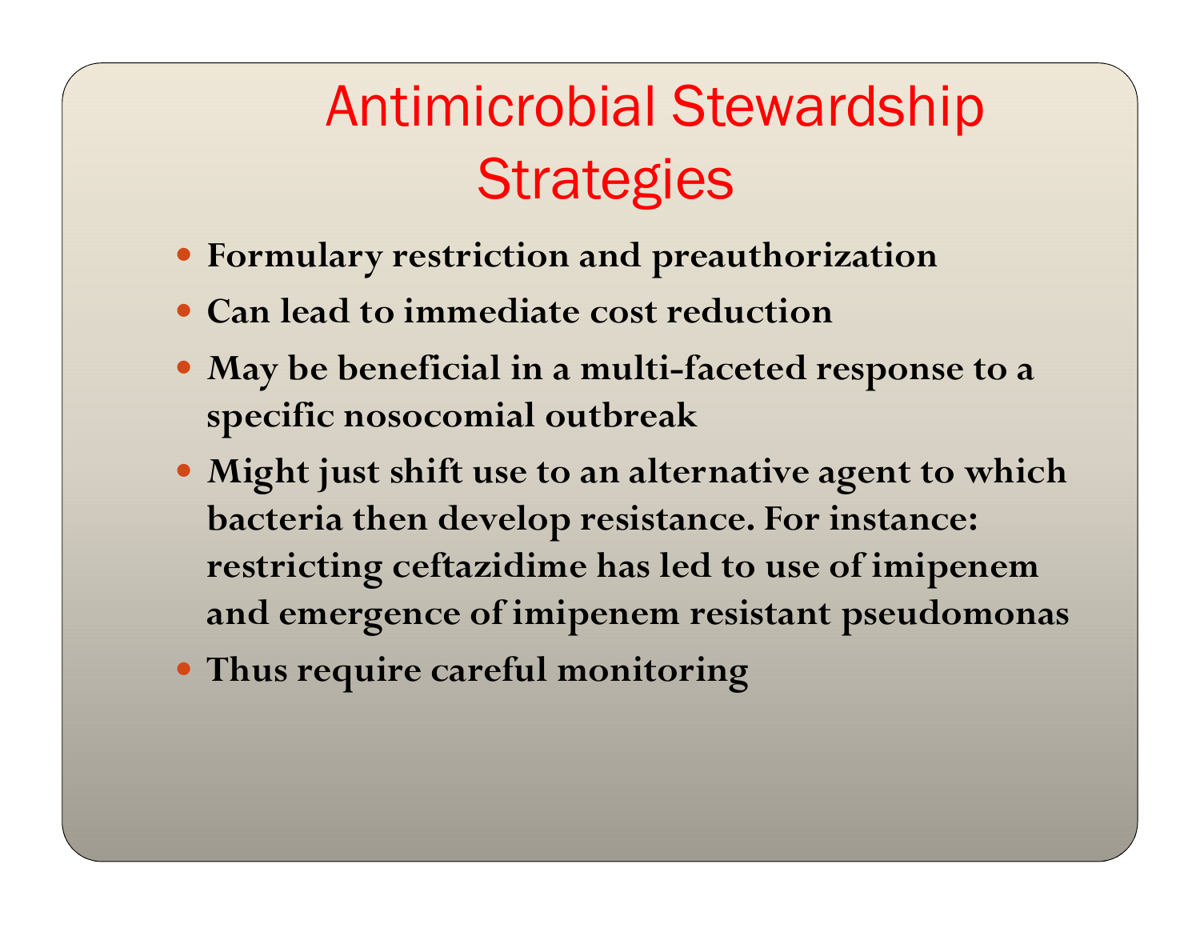# Antimicrobial Stewardship Strategies

- **Formulary restriction and preauthorization**
- **Can lead to immediate cost reduction**
- **May be beneficial in a multi-faceted response to a specific nosocomial outbreak**
- **Might just shift use to an alternative agent to which bacteria then develop resistance. For instance: restricting ceftazidime has led to use of imipenem and emergence of imipenem resistant pseudomonas**
- **Thus require careful monitoring**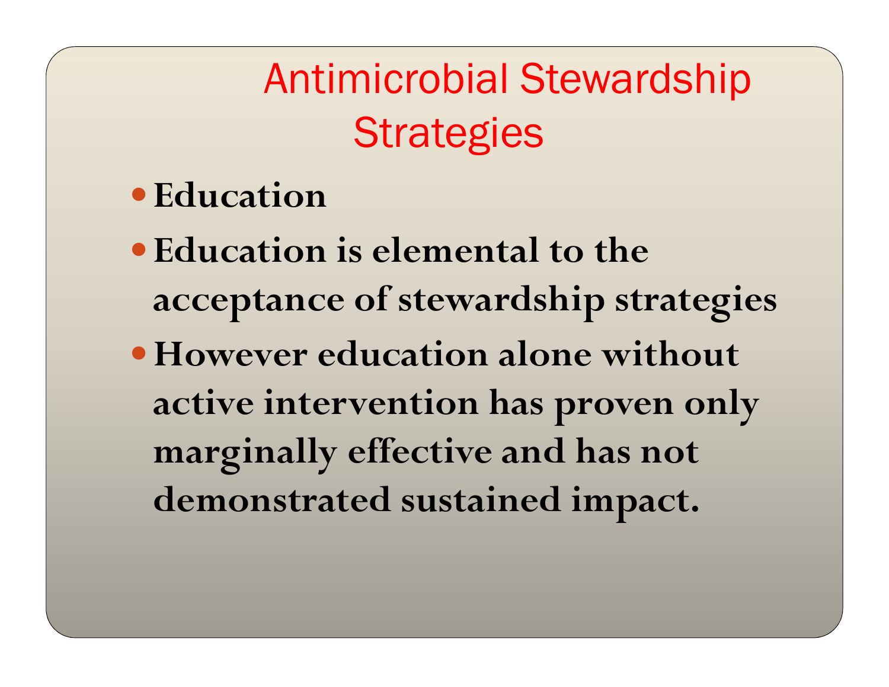# Antimicrobial Stewardship Strategies

- **Education**
- **Education is elemental to the acceptance of stewardship strategies**
- **However education alone without active intervention has proven only marginally effective and has not demonstrated sustained impact.**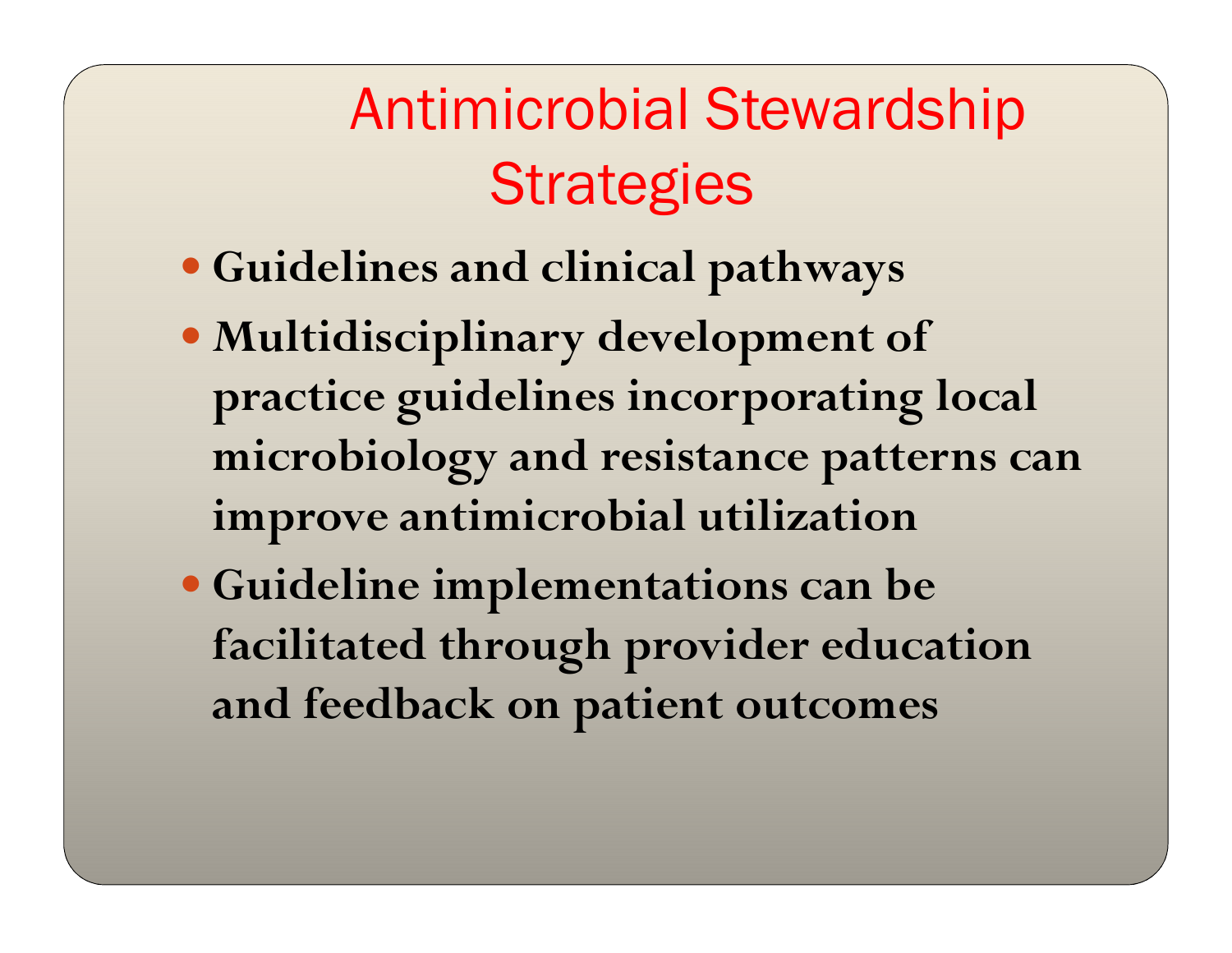# Antimicrobial Stewardship Strategies

- **Guidelines and clinical pathways**
- **Multidisciplinary development of practice guidelines incorporating local microbiology and resistance patterns can improve antimicrobial utilization**
- **Guideline implementations can be facilitated through provider education and feedback on patient outcomes**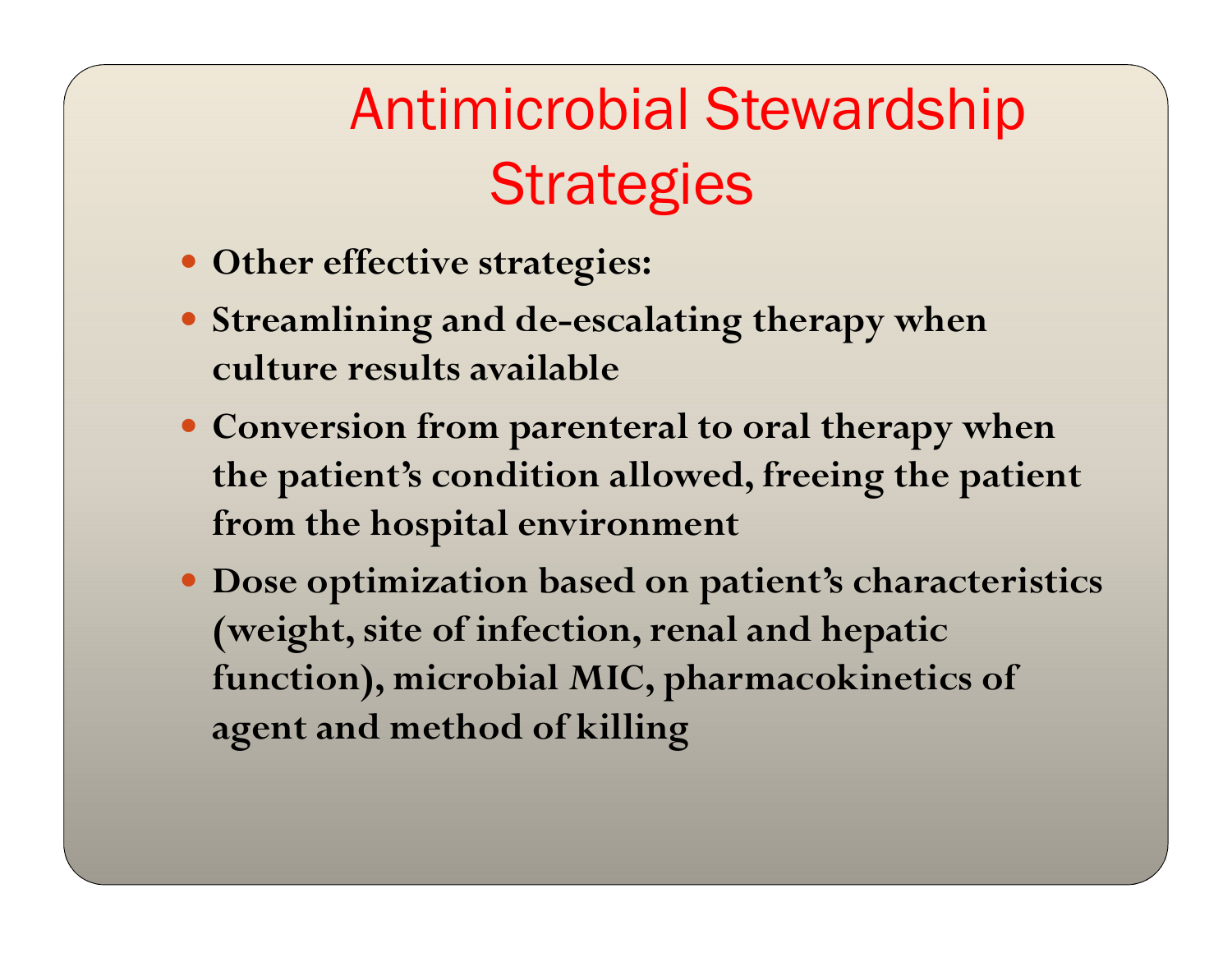# Antimicrobial Stewardship Strategies

- **Other effective strategies:**
- **Streamlining and de-escalating therapy when culture results available**
- **Conversion from parenteral to oral therapy when the patient's condition allowed, freeing the patient from the hospital environment**
- **Dose optimization based on patient's characteristics (weight, site of infection, renal and hepatic function), microbial MIC, pharmacokinetics of agent and method of killing**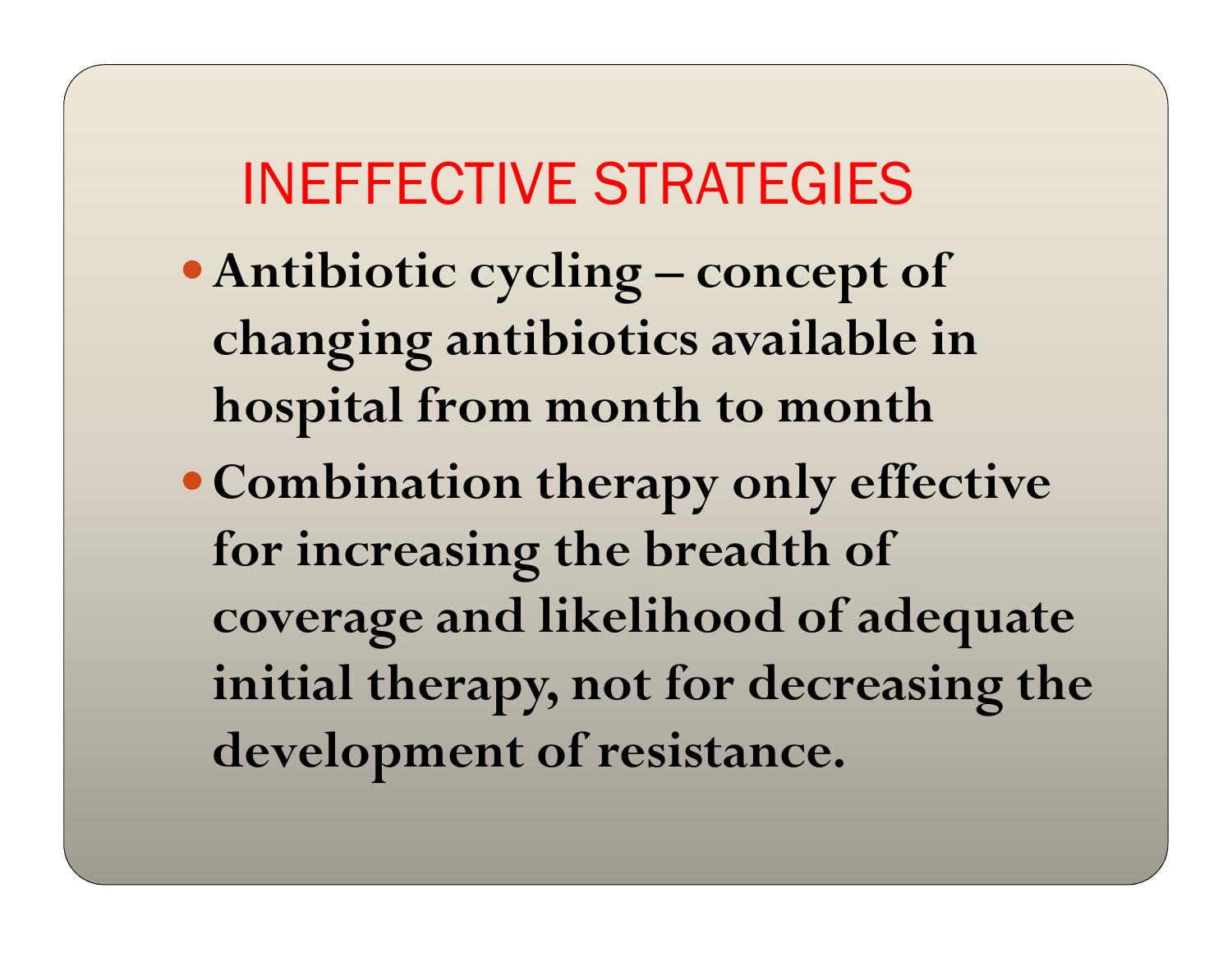# INEFFECTIVE STRATEGIES

- **Antibiotic cycling – concept of changing antibiotics available in hospital from month to month**
- **Combination therapy only effective for increasing the breadth of coverage and likelihood of adequate initial therapy, not for decreasing the development of resistance.**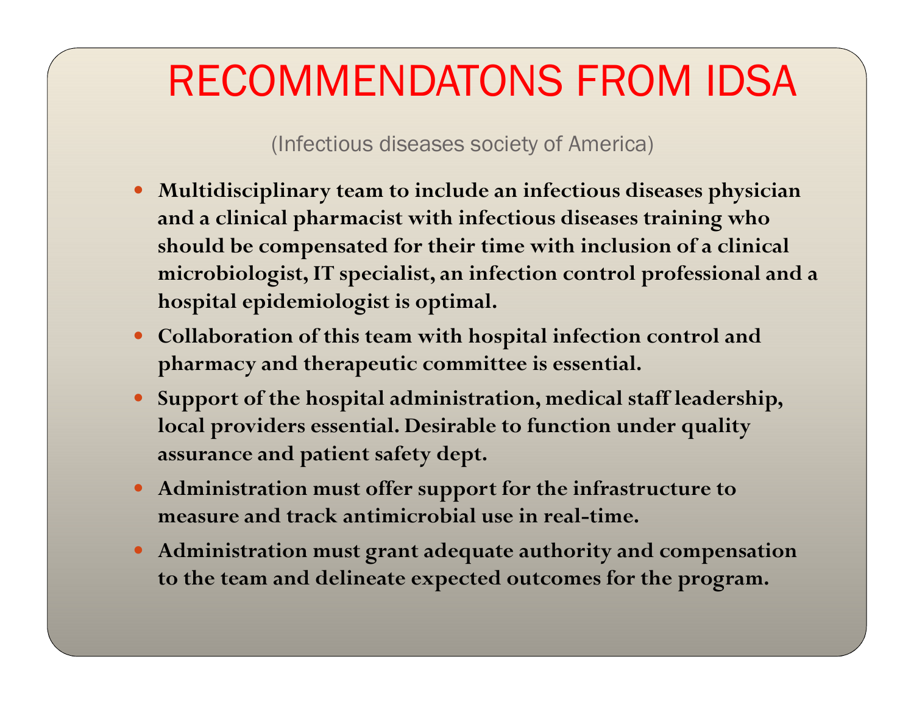# RECOMMENDATONS FROM IDSA

(Infectious diseases society of America)

- **Multidisciplinary team to include an infectious diseases physician and a clinical pharmacist with infectious diseases training who should be compensated for their time with inclusion of a clinical microbiologist, IT specialist, an infection control professional and a hospital epidemiologist is optimal.**
- **Collaboration of this team with hospital infection control and pharmacy and therapeutic committee is essential.**
- **Support of the hospital administration, medical staff leadership, local providers essential. Desirable to function under quality assurance and patient safety dept.**
- **Administration must offer support for the infrastructure to measure and track antimicrobial use in real-time.**
- **Administration must grant adequate authority and compensation to the team and delineate expected outcomes for the program.**